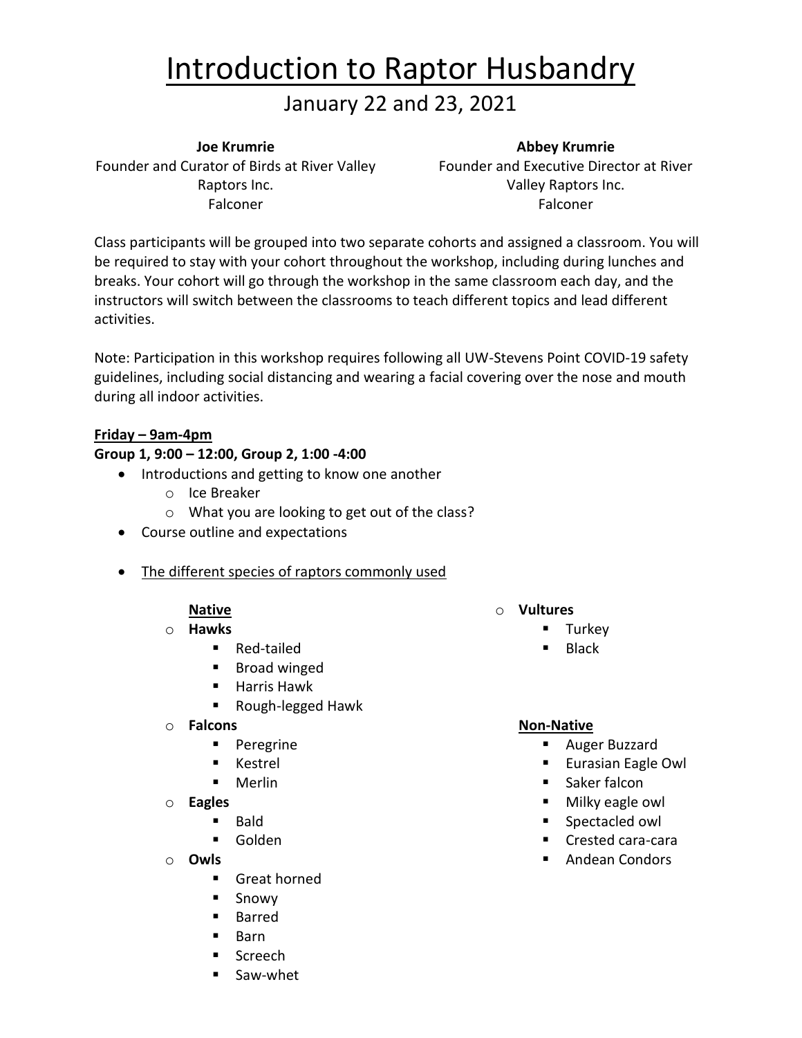# Introduction to Raptor Husbandry

## January 22 and 23, 2021

**Joe Krumrie**
Founder and Curator of Birds at River Valley Raptors Inc.
Falconer

**Abbey Krumrie**
Founder and Executive Director at River Valley Raptors Inc.
Falconer

Class participants will be grouped into two separate cohorts and assigned a classroom. You will be required to stay with your cohort throughout the workshop, including during lunches and breaks. Your cohort will go through the workshop in the same classroom each day, and the instructors will switch between the classrooms to teach different topics and lead different activities.

Note: Participation in this workshop requires following all UW-Stevens Point COVID-19 safety guidelines, including social distancing and wearing a facial covering over the nose and mouth during all indoor activities.

**Friday – 9am-4pm**

**Group 1, 9:00 – 12:00, Group 2, 1:00 -4:00**

- Introductions and getting to know one another
  - Ice Breaker
  - What you are looking to get out of the class?
- Course outline and expectations
- The different species of raptors commonly used

  **Native**
  - **Hawks**
    - Red-tailed
    - Broad winged
    - Harris Hawk
    - Rough-legged Hawk
  - **Falcons**
    - Peregrine
    - Kestrel
    - Merlin
  - **Eagles**
    - Bald
    - Golden
  - **Owls**
    - Great horned
    - Snowy
    - Barred
    - Barn
    - Screech
    - Saw-whet
  - **Vultures**
    - Turkey
    - Black

  **Non-Native**
    - Auger Buzzard
    - Eurasian Eagle Owl
    - Saker falcon
    - Milky eagle owl
    - Spectacled owl
    - Crested cara-cara
    - Andean Condors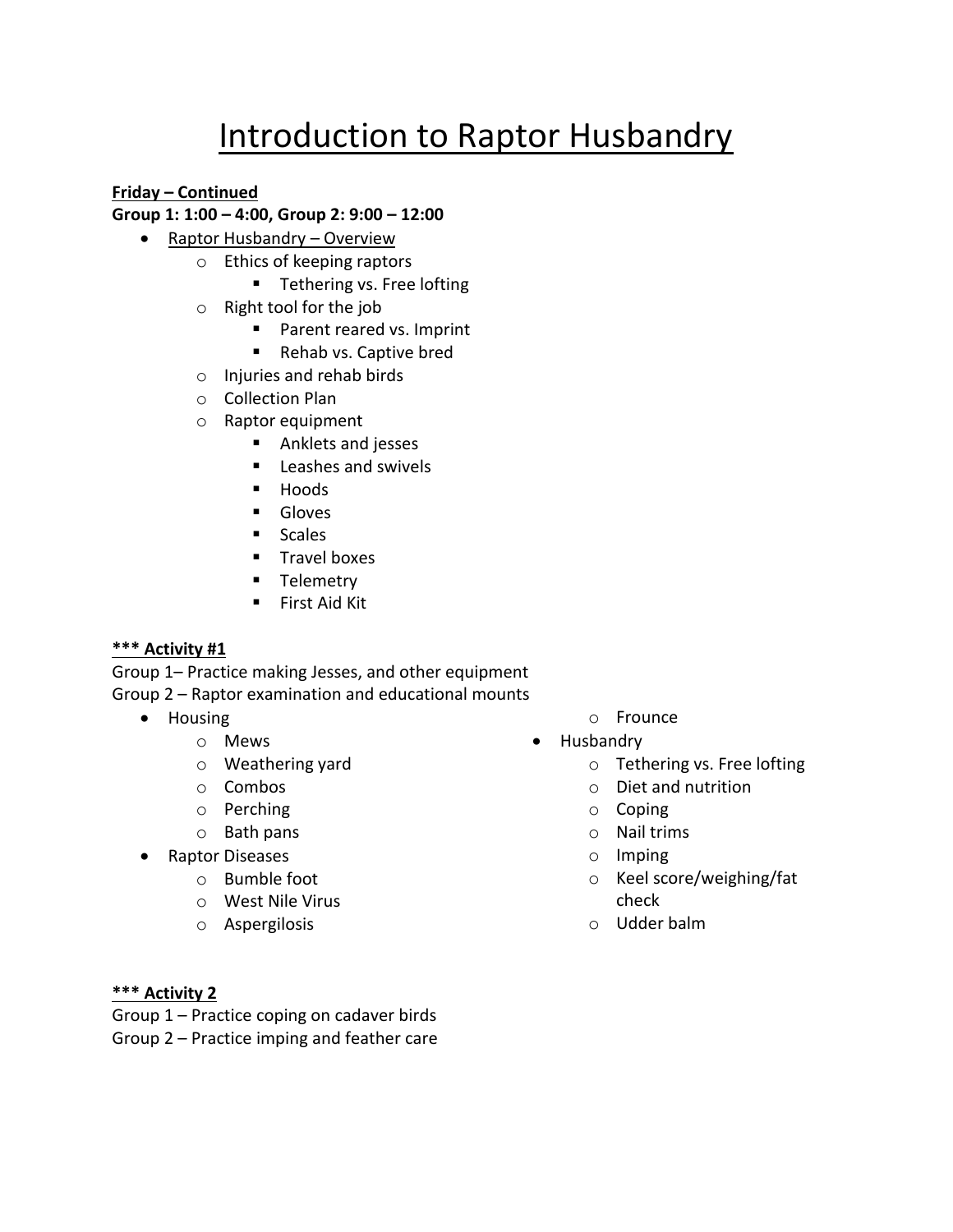# Introduction to Raptor Husbandry

**Friday – Continued**

**Group 1: 1:00 – 4:00, Group 2: 9:00 – 12:00**

- Raptor Husbandry – Overview
  - Ethics of keeping raptors
    - Tethering vs. Free lofting
  - Right tool for the job
    - Parent reared vs. Imprint
    - Rehab vs. Captive bred
  - Injuries and rehab birds
  - Collection Plan
  - Raptor equipment
    - Anklets and jesses
    - Leashes and swivels
    - Hoods
    - Gloves
    - Scales
    - Travel boxes
    - Telemetry
    - First Aid Kit

**\*\*\* Activity #1**

Group 1– Practice making Jesses, and other equipment

Group 2 – Raptor examination and educational mounts

- Housing
  - Mews
  - Weathering yard
  - Combos
  - Perching
  - Bath pans
- Raptor Diseases
  - Bumble foot
  - West Nile Virus
  - Aspergilosis
  - Frounce
- Husbandry
  - Tethering vs. Free lofting
  - Diet and nutrition
  - Coping
  - Nail trims
  - Imping
  - Keel score/weighing/fat check
  - Udder balm

**\*\*\* Activity 2**

Group 1 – Practice coping on cadaver birds

Group 2 – Practice imping and feather care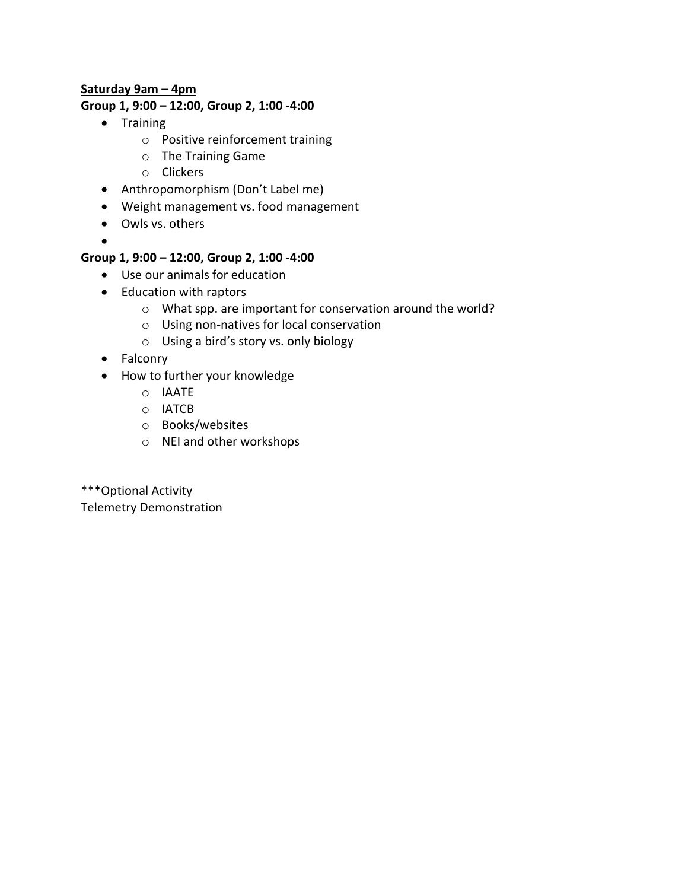**<u>Saturday 9am – 4pm</u>**

**Group 1, 9:00 – 12:00, Group 2, 1:00 -4:00**

- Training
  - Positive reinforcement training
  - The Training Game
  - Clickers
- Anthropomorphism (Don't Label me)
- Weight management vs. food management
- Owls vs. others
-

**Group 1, 9:00 – 12:00, Group 2, 1:00 -4:00**

- Use our animals for education
- Education with raptors
  - What spp. are important for conservation around the world?
  - Using non-natives for local conservation
  - Using a bird's story vs. only biology
- Falconry
- How to further your knowledge
  - IAATE
  - IATCB
  - Books/websites
  - NEI and other workshops

***Optional Activity
Telemetry Demonstration